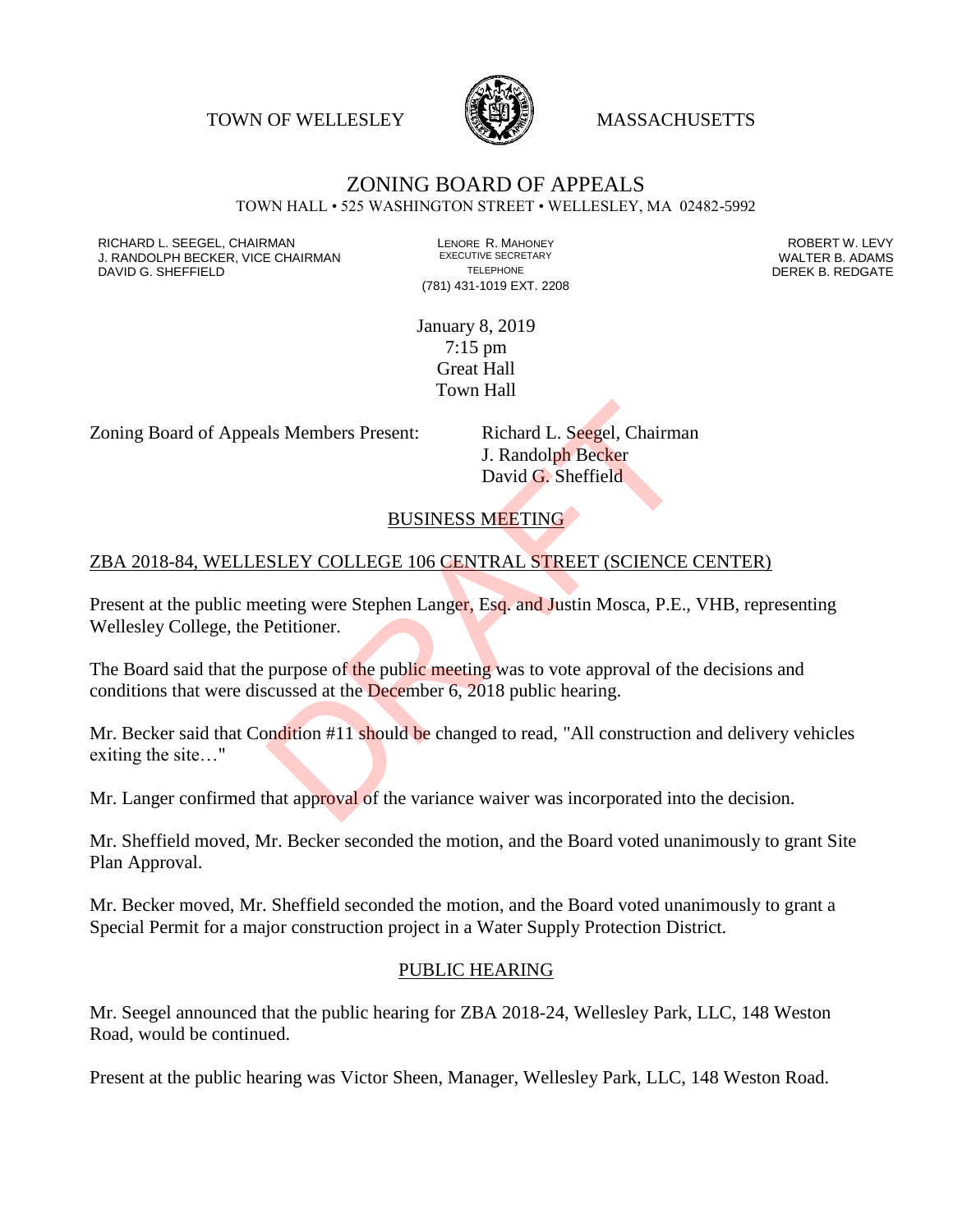TOWN OF WELLESLEY MASSACHUSETTS

# ZONING BOARD OF APPEALS

TOWN HALL • 525 WASHINGTON STREET • WELLESLEY, MA 02482-5992

RICHARD L. SEEGEL, CHAIRMAN
J. RANDOLPH BECKER, VICE CHAIRMAN
DAVID G. SHEFFIELD

LENORE R. MAHONEY
EXECUTIVE SECRETARY
TELEPHONE
(781) 431-1019 EXT. 2208

ROBERT W. LEVY
WALTER B. ADAMS
DEREK B. REDGATE

January 8, 2019
7:15 pm
Great Hall
Town Hall

Zoning Board of Appeals Members Present: Richard L. Seegel, Chairman
J. Randolph Becker
David G. Sheffield

## BUSINESS MEETING

## ZBA 2018-84, WELLESLEY COLLEGE 106 CENTRAL STREET (SCIENCE CENTER)

Present at the public meeting were Stephen Langer, Esq. and Justin Mosca, P.E., VHB, representing Wellesley College, the Petitioner.

The Board said that the purpose of the public meeting was to vote approval of the decisions and conditions that were discussed at the December 6, 2018 public hearing.

Mr. Becker said that Condition #11 should be changed to read, "All construction and delivery vehicles exiting the site…"

Mr. Langer confirmed that approval of the variance waiver was incorporated into the decision.

Mr. Sheffield moved, Mr. Becker seconded the motion, and the Board voted unanimously to grant Site Plan Approval.

Mr. Becker moved, Mr. Sheffield seconded the motion, and the Board voted unanimously to grant a Special Permit for a major construction project in a Water Supply Protection District.

## PUBLIC HEARING

Mr. Seegel announced that the public hearing for ZBA 2018-24, Wellesley Park, LLC, 148 Weston Road, would be continued.

Present at the public hearing was Victor Sheen, Manager, Wellesley Park, LLC, 148 Weston Road.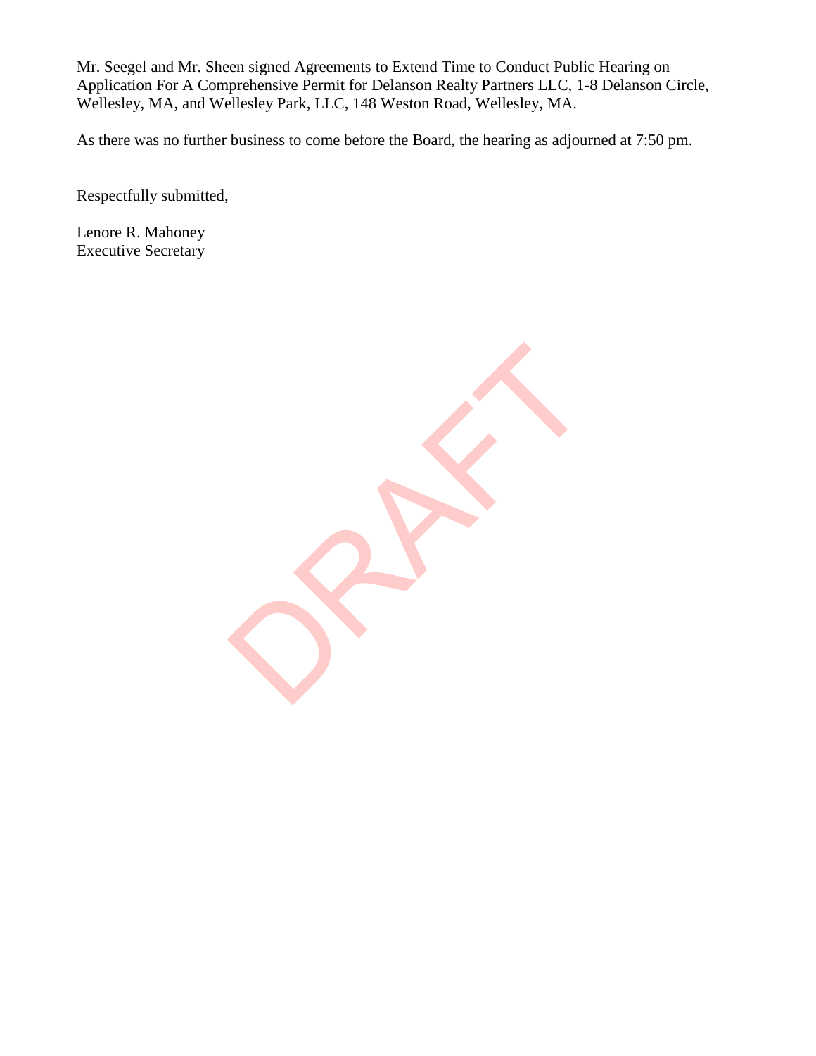Mr. Seegel and Mr. Sheen signed Agreements to Extend Time to Conduct Public Hearing on Application For A Comprehensive Permit for Delanson Realty Partners LLC, 1-8 Delanson Circle, Wellesley, MA, and Wellesley Park, LLC, 148 Weston Road, Wellesley, MA.

As there was no further business to come before the Board, the hearing as adjourned at 7:50 pm.

Respectfully submitted,

Lenore R. Mahoney
Executive Secretary

DRAFT